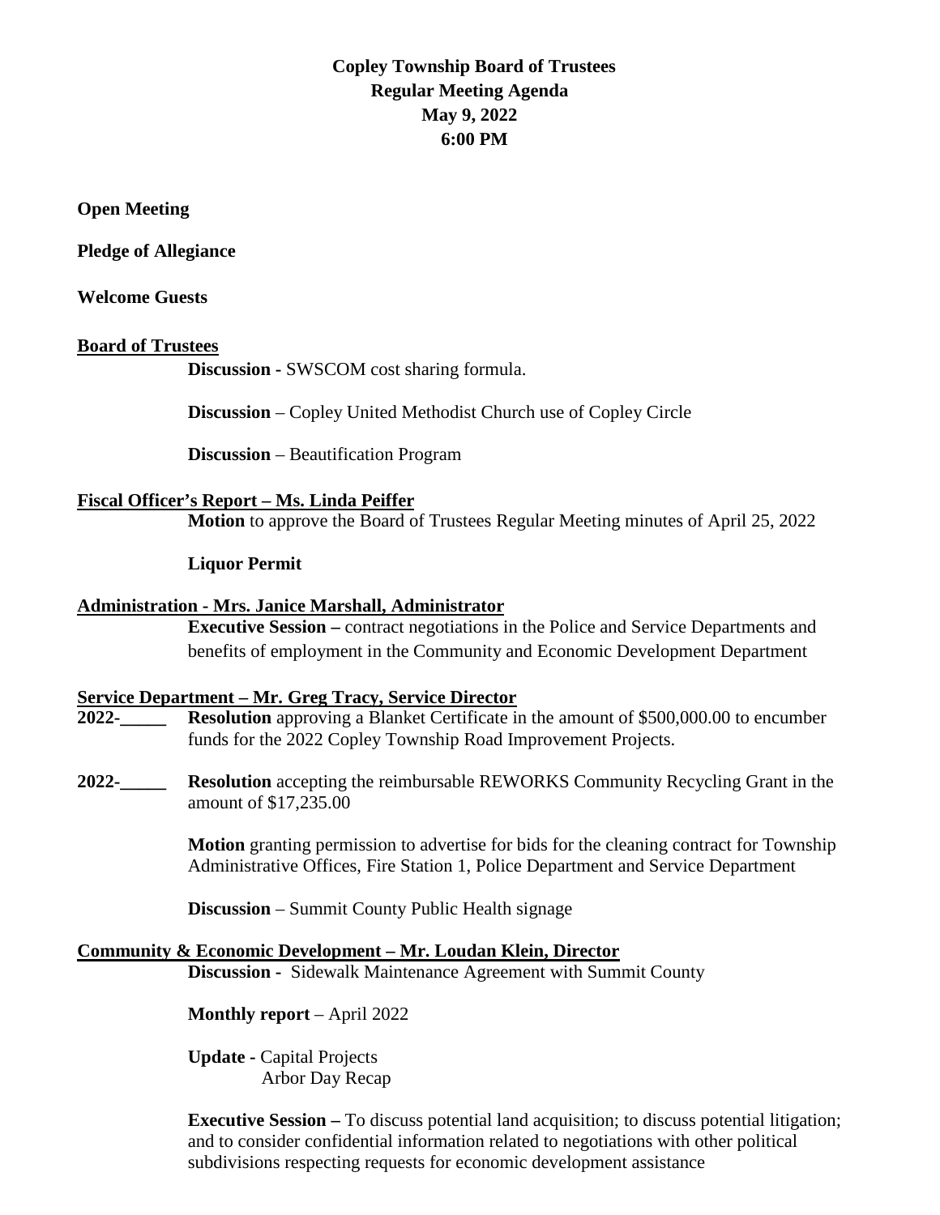**Copley Township Board of Trustees**
**Regular Meeting Agenda**
**May 9, 2022**
**6:00 PM**

**Open Meeting**

**Pledge of Allegiance**

**Welcome Guests**

**Board of Trustees**

**Discussion -** SWSCOM cost sharing formula.

**Discussion** – Copley United Methodist Church use of Copley Circle

**Discussion** – Beautification Program

**Fiscal Officer's Report – Ms. Linda Peiffer**

**Motion** to approve the Board of Trustees Regular Meeting minutes of April 25, 2022

**Liquor Permit**

**Administration - Mrs. Janice Marshall, Administrator**

**Executive Session –** contract negotiations in the Police and Service Departments and benefits of employment in the Community and Economic Development Department

**Service Department – Mr. Greg Tracy, Service Director**

**2022-_____** **Resolution** approving a Blanket Certificate in the amount of $500,000.00 to encumber funds for the 2022 Copley Township Road Improvement Projects.

**2022-_____** **Resolution** accepting the reimbursable REWORKS Community Recycling Grant in the amount of $17,235.00

**Motion** granting permission to advertise for bids for the cleaning contract for Township Administrative Offices, Fire Station 1, Police Department and Service Department

**Discussion** – Summit County Public Health signage

**Community & Economic Development – Mr. Loudan Klein, Director**

**Discussion -** Sidewalk Maintenance Agreement with Summit County

**Monthly report** – April 2022

**Update -** Capital Projects
Arbor Day Recap

**Executive Session –** To discuss potential land acquisition; to discuss potential litigation; and to consider confidential information related to negotiations with other political subdivisions respecting requests for economic development assistance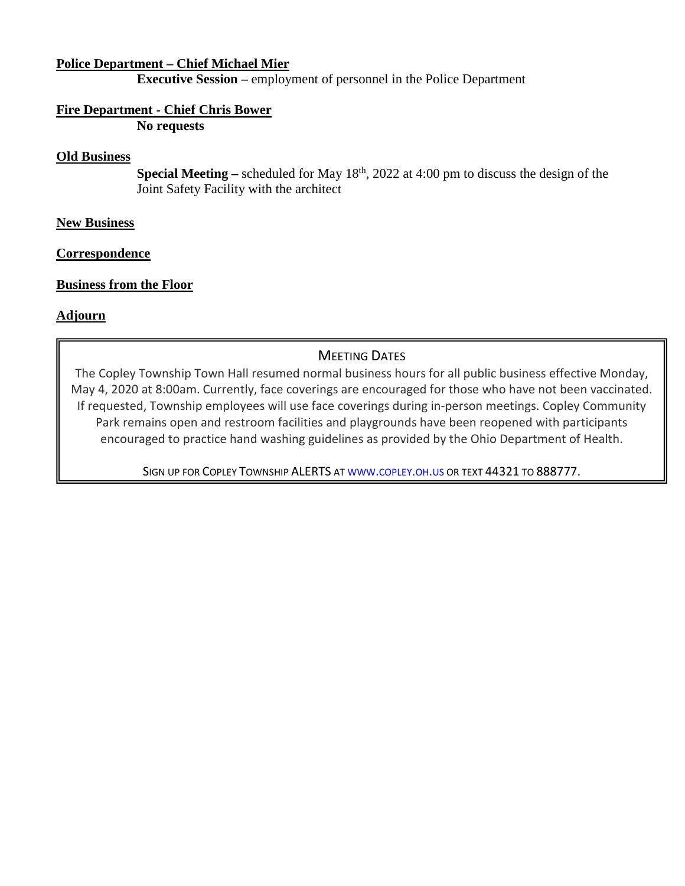**Police Department – Chief Michael Mier**

**Executive Session –** employment of personnel in the Police Department

**Fire Department - Chief Chris Bower**

**No requests**

**Old Business**

**Special Meeting –** scheduled for May 18th, 2022 at 4:00 pm to discuss the design of the Joint Safety Facility with the architect

**New Business**

**Correspondence**

**Business from the Floor**

**Adjourn**

MEETING DATES

The Copley Township Town Hall resumed normal business hours for all public business effective Monday, May 4, 2020 at 8:00am. Currently, face coverings are encouraged for those who have not been vaccinated. If requested, Township employees will use face coverings during in-person meetings. Copley Community Park remains open and restroom facilities and playgrounds have been reopened with participants encouraged to practice hand washing guidelines as provided by the Ohio Department of Health.

SIGN UP FOR COPLEY TOWNSHIP ALERTS AT WWW.COPLEY.OH.US OR TEXT 44321 TO 888777.